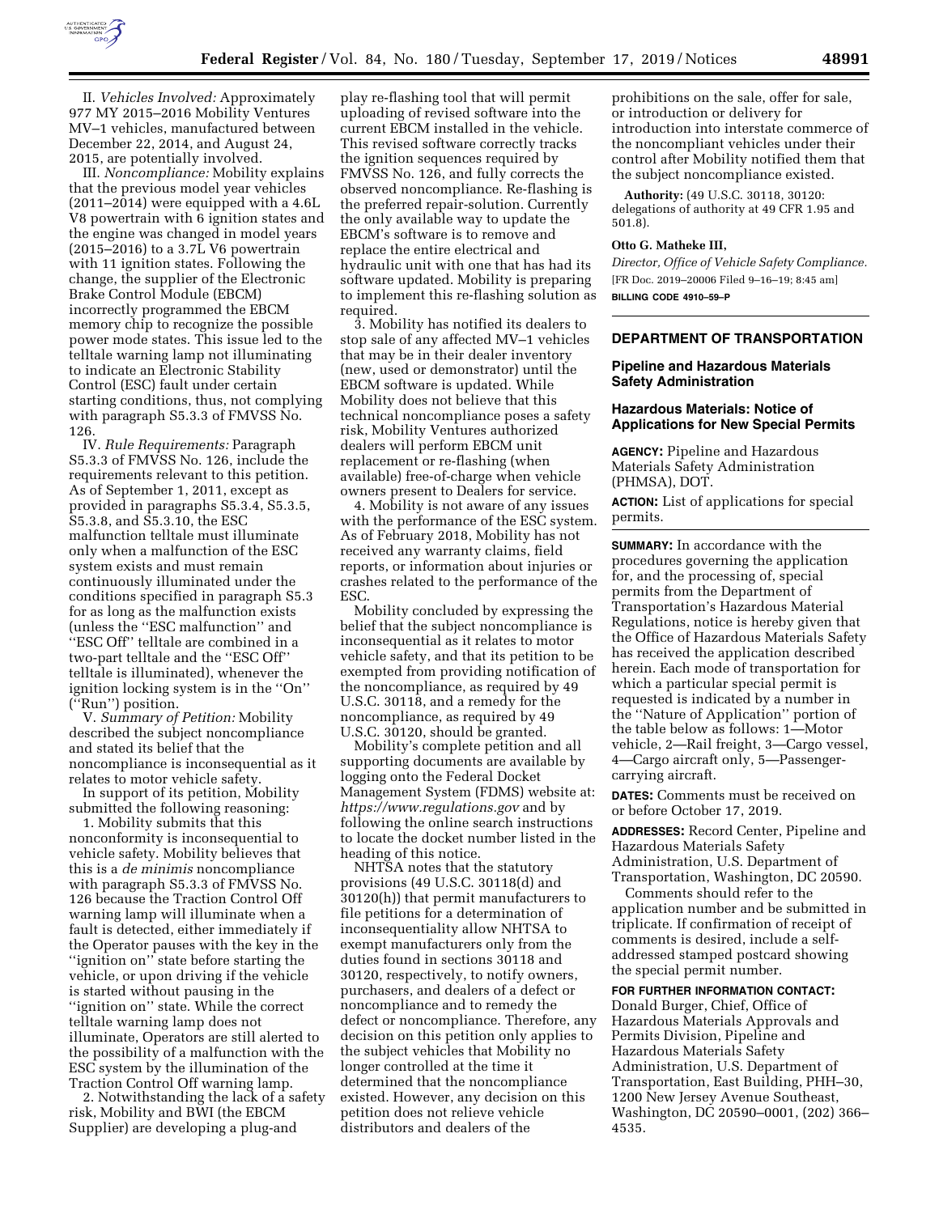II. *Vehicles Involved:* Approximately 977 MY 2015–2016 Mobility Ventures MV–1 vehicles, manufactured between December 22, 2014, and August 24, 2015, are potentially involved.

III. *Noncompliance:* Mobility explains that the previous model year vehicles (2011–2014) were equipped with a 4.6L V8 powertrain with 6 ignition states and the engine was changed in model years (2015–2016) to a 3.7L V6 powertrain with 11 ignition states. Following the change, the supplier of the Electronic Brake Control Module (EBCM) incorrectly programmed the EBCM memory chip to recognize the possible power mode states. This issue led to the telltale warning lamp not illuminating to indicate an Electronic Stability Control (ESC) fault under certain starting conditions, thus, not complying with paragraph S5.3.3 of FMVSS No. 126.

IV. *Rule Requirements:* Paragraph S5.3.3 of FMVSS No. 126, include the requirements relevant to this petition. As of September 1, 2011, except as provided in paragraphs S5.3.4, S5.3.5, S5.3.8, and S5.3.10, the ESC malfunction telltale must illuminate only when a malfunction of the ESC system exists and must remain continuously illuminated under the conditions specified in paragraph S5.3 for as long as the malfunction exists (unless the ''ESC malfunction'' and ''ESC Off'' telltale are combined in a two-part telltale and the ''ESC Off'' telltale is illuminated), whenever the ignition locking system is in the ''On'' (''Run'') position.

V. *Summary of Petition:* Mobility described the subject noncompliance and stated its belief that the noncompliance is inconsequential as it relates to motor vehicle safety.

In support of its petition, Mobility submitted the following reasoning:

1. Mobility submits that this nonconformity is inconsequential to vehicle safety. Mobility believes that this is a *de minimis* noncompliance with paragraph S5.3.3 of FMVSS No. 126 because the Traction Control Off warning lamp will illuminate when a fault is detected, either immediately if the Operator pauses with the key in the ''ignition on'' state before starting the vehicle, or upon driving if the vehicle is started without pausing in the ''ignition on'' state. While the correct telltale warning lamp does not illuminate, Operators are still alerted to the possibility of a malfunction with the ESC system by the illumination of the Traction Control Off warning lamp.

2. Notwithstanding the lack of a safety risk, Mobility and BWI (the EBCM Supplier) are developing a plug-and play re-flashing tool that will permit uploading of revised software into the current EBCM installed in the vehicle. This revised software correctly tracks the ignition sequences required by FMVSS No. 126, and fully corrects the observed noncompliance. Re-flashing is the preferred repair-solution. Currently the only available way to update the EBCM's software is to remove and replace the entire electrical and hydraulic unit with one that has had its software updated. Mobility is preparing to implement this re-flashing solution as required.

3. Mobility has notified its dealers to stop sale of any affected MV–1 vehicles that may be in their dealer inventory (new, used or demonstrator) until the EBCM software is updated. While Mobility does not believe that this technical noncompliance poses a safety risk, Mobility Ventures authorized dealers will perform EBCM unit replacement or re-flashing (when available) free-of-charge when vehicle owners present to Dealers for service.

4. Mobility is not aware of any issues with the performance of the ESC system. As of February 2018, Mobility has not received any warranty claims, field reports, or information about injuries or crashes related to the performance of the ESC.

Mobility concluded by expressing the belief that the subject noncompliance is inconsequential as it relates to motor vehicle safety, and that its petition to be exempted from providing notification of the noncompliance, as required by 49 U.S.C. 30118, and a remedy for the noncompliance, as required by 49 U.S.C. 30120, should be granted.

Mobility's complete petition and all supporting documents are available by logging onto the Federal Docket Management System (FDMS) website at: *https://www.regulations.gov* and by following the online search instructions to locate the docket number listed in the heading of this notice.

NHTSA notes that the statutory provisions (49 U.S.C. 30118(d) and 30120(h)) that permit manufacturers to file petitions for a determination of inconsequentiality allow NHTSA to exempt manufacturers only from the duties found in sections 30118 and 30120, respectively, to notify owners, purchasers, and dealers of a defect or noncompliance and to remedy the defect or noncompliance. Therefore, any decision on this petition only applies to the subject vehicles that Mobility no longer controlled at the time it determined that the noncompliance existed. However, any decision on this petition does not relieve vehicle distributors and dealers of the prohibitions on the sale, offer for sale, or introduction or delivery for introduction into interstate commerce of the noncompliant vehicles under their control after Mobility notified them that the subject noncompliance existed.

**Authority:** (49 U.S.C. 30118, 30120: delegations of authority at 49 CFR 1.95 and 501.8).

**Otto G. Matheke III,**

*Director, Office of Vehicle Safety Compliance.*

[FR Doc. 2019–20006 Filed 9–16–19; 8:45 am]

**BILLING CODE 4910–59–P**

## DEPARTMENT OF TRANSPORTATION

### Pipeline and Hazardous Materials Safety Administration

### Hazardous Materials: Notice of Applications for New Special Permits

**AGENCY:** Pipeline and Hazardous Materials Safety Administration (PHMSA), DOT.

**ACTION:** List of applications for special permits.

**SUMMARY:** In accordance with the procedures governing the application for, and the processing of, special permits from the Department of Transportation's Hazardous Material Regulations, notice is hereby given that the Office of Hazardous Materials Safety has received the application described herein. Each mode of transportation for which a particular special permit is requested is indicated by a number in the ''Nature of Application'' portion of the table below as follows: 1—Motor vehicle, 2—Rail freight, 3—Cargo vessel, 4—Cargo aircraft only, 5—Passenger-carrying aircraft.

**DATES:** Comments must be received on or before October 17, 2019.

**ADDRESSES:** Record Center, Pipeline and Hazardous Materials Safety Administration, U.S. Department of Transportation, Washington, DC 20590.

Comments should refer to the application number and be submitted in triplicate. If confirmation of receipt of comments is desired, include a self-addressed stamped postcard showing the special permit number.

**FOR FURTHER INFORMATION CONTACT:** Donald Burger, Chief, Office of Hazardous Materials Approvals and Permits Division, Pipeline and Hazardous Materials Safety Administration, U.S. Department of Transportation, East Building, PHH–30, 1200 New Jersey Avenue Southeast, Washington, DC 20590–0001, (202) 366–4535.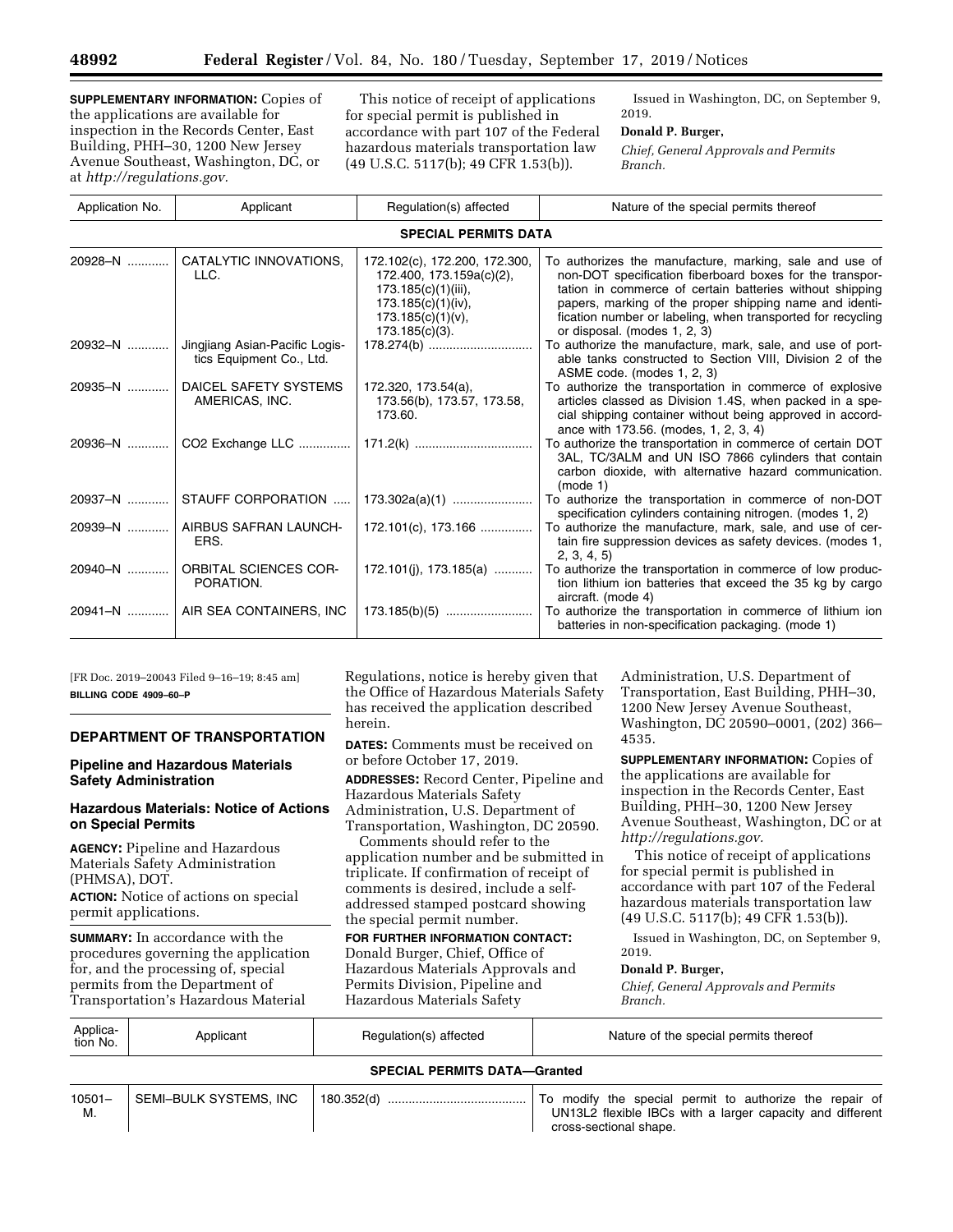**SUPPLEMENTARY INFORMATION:** Copies of the applications are available for inspection in the Records Center, East Building, PHH–30, 1200 New Jersey Avenue Southeast, Washington, DC, or at *http://regulations.gov.*

This notice of receipt of applications for special permit is published in accordance with part 107 of the Federal hazardous materials transportation law (49 U.S.C. 5117(b); 49 CFR 1.53(b)).

Issued in Washington, DC, on September 9, 2019.

**Donald P. Burger,**

*Chief, General Approvals and Permits Branch.*

| Application No. | Applicant | Regulation(s) affected | Nature of the special permits thereof |
|---|---|---|---|
| **SPECIAL PERMITS DATA** | | | |
| 20928–N | CATALYTIC INNOVATIONS, LLC. | 172.102(c), 172.200, 172.300, 172.400, 173.159a(c)(2), 173.185(c)(1)(iii), 173.185(c)(1)(iv), 173.185(c)(1)(v), 173.185(c)(3). | To authorizes the manufacture, marking, sale and use of non-DOT specification fiberboard boxes for the transportation in commerce of certain batteries without shipping papers, marking of the proper shipping name and identification number or labeling, when transported for recycling or disposal. (modes 1, 2, 3) |
| 20932–N | Jingjiang Asian-Pacific Logistics Equipment Co., Ltd. | 178.274(b) | To authorize the manufacture, mark, sale, and use of portable tanks constructed to Section VIII, Division 2 of the ASME code. (modes 1, 2, 3) |
| 20935–N | DAICEL SAFETY SYSTEMS AMERICAS, INC. | 172.320, 173.54(a), 173.56(b), 173.57, 173.58, 173.60. | To authorize the transportation in commerce of explosive articles classed as Division 1.4S, when packed in a special shipping container without being approved in accordance with 173.56. (modes, 1, 2, 3, 4) |
| 20936–N | CO2 Exchange LLC | 171.2(k) | To authorize the transportation in commerce of certain DOT 3AL, TC/3ALM and UN ISO 7866 cylinders that contain carbon dioxide, with alternative hazard communication. (mode 1) |
| 20937–N | STAUFF CORPORATION | 173.302a(a)(1) | To authorize the transportation in commerce of non-DOT specification cylinders containing nitrogen. (modes 1, 2) |
| 20939–N | AIRBUS SAFRAN LAUNCHERS. | 172.101(c), 173.166 | To authorize the manufacture, mark, sale, and use of certain fire suppression devices as safety devices. (modes 1, 2, 3, 4, 5) |
| 20940–N | ORBITAL SCIENCES CORPORATION. | 172.101(j), 173.185(a) | To authorize the transportation in commerce of low production lithium ion batteries that exceed the 35 kg by cargo aircraft. (mode 4) |
| 20941–N | AIR SEA CONTAINERS, INC | 173.185(b)(5) | To authorize the transportation in commerce of lithium ion batteries in non-specification packaging. (mode 1) |

[FR Doc. 2019–20043 Filed 9–16–19; 8:45 am]

**BILLING CODE 4909–60–P**

## DEPARTMENT OF TRANSPORTATION

### Pipeline and Hazardous Materials Safety Administration

### Hazardous Materials: Notice of Actions on Special Permits

**AGENCY:** Pipeline and Hazardous Materials Safety Administration (PHMSA), DOT.

**ACTION:** Notice of actions on special permit applications.

**SUMMARY:** In accordance with the procedures governing the application for, and the processing of, special permits from the Department of Transportation's Hazardous Material Regulations, notice is hereby given that the Office of Hazardous Materials Safety has received the application described herein.

**DATES:** Comments must be received on or before October 17, 2019.

**ADDRESSES:** Record Center, Pipeline and Hazardous Materials Safety Administration, U.S. Department of Transportation, Washington, DC 20590.

Comments should refer to the application number and be submitted in triplicate. If confirmation of receipt of comments is desired, include a self-addressed stamped postcard showing the special permit number.

**FOR FURTHER INFORMATION CONTACT:** Donald Burger, Chief, Office of Hazardous Materials Approvals and Permits Division, Pipeline and Hazardous Materials Safety Administration, U.S. Department of Transportation, East Building, PHH–30, 1200 New Jersey Avenue Southeast, Washington, DC 20590–0001, (202) 366–4535.

**SUPPLEMENTARY INFORMATION:** Copies of the applications are available for inspection in the Records Center, East Building, PHH–30, 1200 New Jersey Avenue Southeast, Washington, DC or at *http://regulations.gov.*

This notice of receipt of applications for special permit is published in accordance with part 107 of the Federal hazardous materials transportation law (49 U.S.C. 5117(b); 49 CFR 1.53(b)).

Issued in Washington, DC, on September 9, 2019.

**Donald P. Burger,**

*Chief, General Approvals and Permits Branch.*

| Application No. | Applicant | Regulation(s) affected | Nature of the special permits thereof |
|---|---|---|---|
| **SPECIAL PERMITS DATA—Granted** | | | |
| 10501–M. | SEMI–BULK SYSTEMS, INC | 180.352(d) | To modify the special permit to authorize the repair of UN13L2 flexible IBCs with a larger capacity and different cross-sectional shape. |